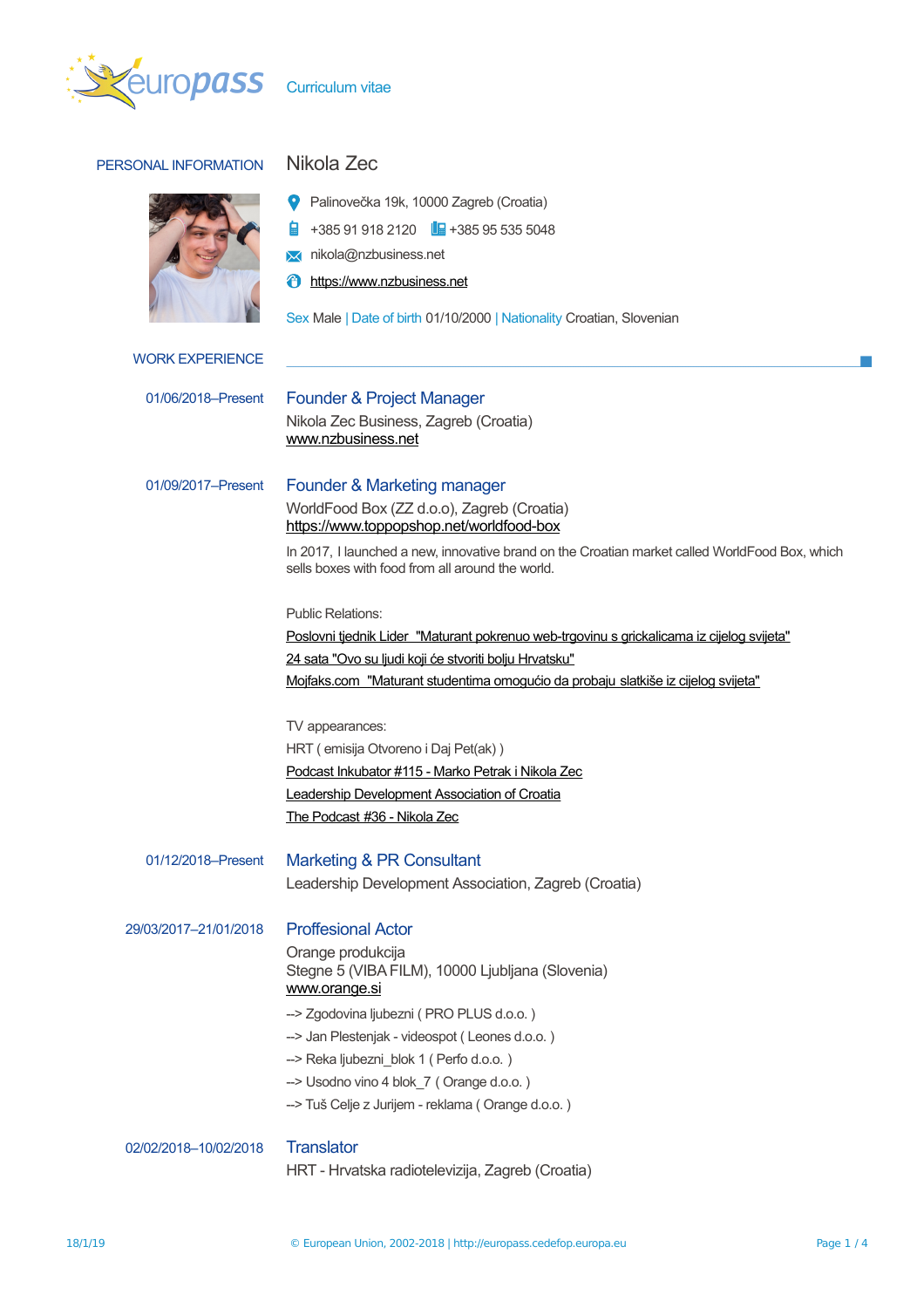Curriculum vitae

## PERSONAL INFORMATION

# Nikola Zec

Palinovečka 19k, 10000 Zagreb (Croatia)

+385 91 918 2120 +385 95 535 5048

nikola@nzbusiness.net

https://www.nzbusiness.net

Sex Male | Date of birth 01/10/2000 | Nationality Croatian, Slovenian

## WORK EXPERIENCE

**01/06/2018–Present**

### Founder & Project Manager

Nikola Zec Business, Zagreb (Croatia)
www.nzbusiness.net

**01/09/2017–Present**

### Founder & Marketing manager

WorldFood Box (ZZ d.o.o), Zagreb (Croatia)
https://www.toppopshop.net/worldfood-box

In 2017, I launched a new, innovative brand on the Croatian market called WorldFood Box, which sells boxes with food from all around the world.

Public Relations:

Poslovni tjednik Lider "Maturant pokrenuo web-trgovinu s grickalicama iz cijelog svijeta"

24 sata "Ovo su ljudi koji će stvoriti bolju Hrvatsku"

Mojfaks.com "Maturant studentima omogućio da probaju slatkiše iz cijelog svijeta"

TV appearances:

HRT ( emisija Otvoreno i Daj Pet(ak) )

Podcast Inkubator #115 - Marko Petrak i Nikola Zec

Leadership Development Association of Croatia

The Podcast #36 - Nikola Zec

**01/12/2018–Present**

### Marketing & PR Consultant

Leadership Development Association, Zagreb (Croatia)

**29/03/2017–21/01/2018**

### Proffesional Actor

Orange produkcija
Stegne 5 (VIBA FILM), 10000 Ljubljana (Slovenia)
www.orange.si

--> Zgodovina ljubezni ( PRO PLUS d.o.o. )

--> Jan Plestenjak - videospot ( Leones d.o.o. )

--> Reka ljubezni_blok 1 ( Perfo d.o.o. )

--> Usodno vino 4 blok_7 ( Orange d.o.o. )

--> Tuš Celje z Jurijem - reklama ( Orange d.o.o. )

**02/02/2018–10/02/2018**

### Translator

HRT - Hrvatska radiotelevizija, Zagreb (Croatia)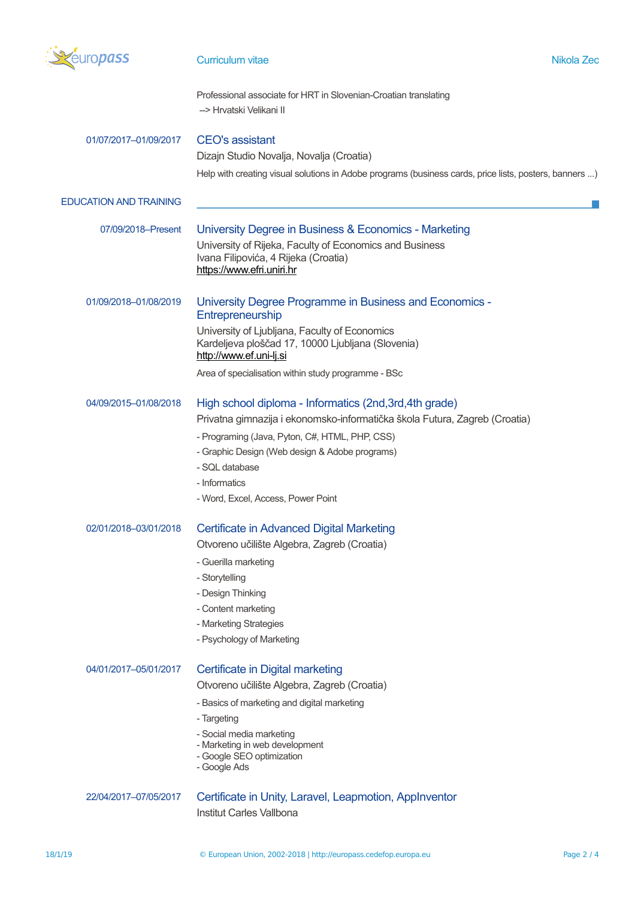Professional associate for HRT in Slovenian-Croatian translating

--> Hrvatski Velikani II

01/07/2017–01/09/2017

### CEO's assistant

Dizajn Studio Novalja, Novalja (Croatia)

Help with creating visual solutions in Adobe programs (business cards, price lists, posters, banners ...)

## EDUCATION AND TRAINING

07/09/2018–Present

### University Degree in Business & Economics - Marketing

University of Rijeka, Faculty of Economics and Business
Ivana Filipovića, 4 Rijeka (Croatia)
https://www.efri.uniri.hr

01/09/2018–01/08/2019

### University Degree Programme in Business and Economics - Entrepreneurship

University of Ljubljana, Faculty of Economics
Kardeljeva ploščad 17, 10000 Ljubljana (Slovenia)
http://www.ef.uni-lj.si

Area of specialisation within study programme - BSc

04/09/2015–01/08/2018

### High school diploma - Informatics (2nd,3rd,4th grade)

Privatna gimnazija i ekonomsko-informatička škola Futura, Zagreb (Croatia)

- Programing (Java, Pyton, C#, HTML, PHP, CSS)
- Graphic Design (Web design & Adobe programs)
- SQL database
- Informatics
- Word, Excel, Access, Power Point

02/01/2018–03/01/2018

### Certificate in Advanced Digital Marketing

Otvoreno učilište Algebra, Zagreb (Croatia)

- Guerilla marketing
- Storytelling
- Design Thinking
- Content marketing
- Marketing Strategies
- Psychology of Marketing

04/01/2017–05/01/2017

### Certificate in Digital marketing

Otvoreno učilište Algebra, Zagreb (Croatia)

- Basics of marketing and digital marketing
- Targeting
- Social media marketing
- Marketing in web development
- Google SEO optimization
- Google Ads

22/04/2017–07/05/2017

### Certificate in Unity, Laravel, Leapmotion, AppInventor

Institut Carles Vallbona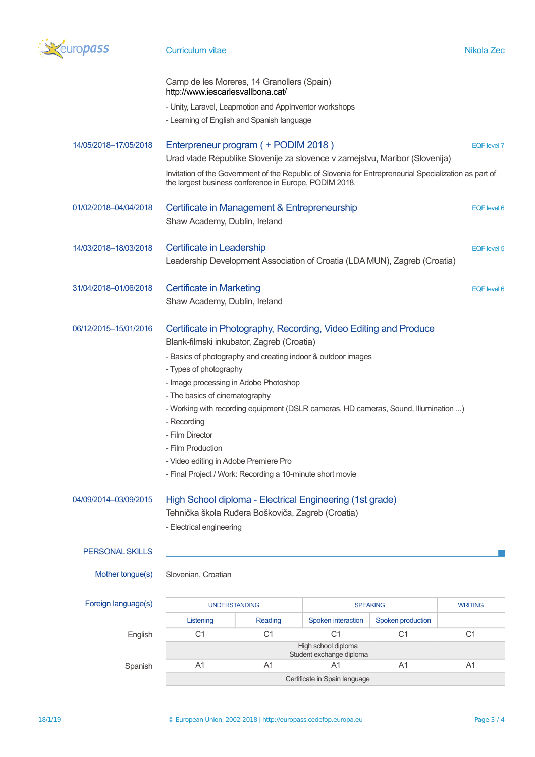Camp de les Moreres, 14 Granollers (Spain)
http://www.iescarlesvallbona.cat/

- Unity, Laravel, Leapmotion and AppInventor workshops
- Learning of English and Spanish language

14/05/2018–17/05/2018

### Enterpreneur program ( + PODIM 2018 )

EQF level 7

Urad vlade Republike Slovenije za slovence v zamejstvu, Maribor (Slovenija)

Invitation of the Government of the Republic of Slovenia for Entrepreneurial Specialization as part of the largest business conference in Europe, PODIM 2018.

01/02/2018–04/04/2018

### Certificate in Management & Entrepreneurship

EQF level 6

Shaw Academy, Dublin, Ireland

14/03/2018–18/03/2018

### Certificate in Leadership

EQF level 5

Leadership Development Association of Croatia (LDA MUN), Zagreb (Croatia)

31/04/2018–01/06/2018

### Certificate in Marketing

EQF level 6

Shaw Academy, Dublin, Ireland

06/12/2015–15/01/2016

### Certificate in Photography, Recording, Video Editing and Produce

Blank-filmski inkubator, Zagreb (Croatia)

- Basics of photography and creating indoor & outdoor images
- Types of photography
- Image processing in Adobe Photoshop
- The basics of cinematography
- Working with recording equipment (DSLR cameras, HD cameras, Sound, Illumination ...)
- Recording
- Film Director
- Film Production
- Video editing in Adobe Premiere Pro
- Final Project / Work: Recording a 10-minute short movie

04/09/2014–03/09/2015

### High School diploma - Electrical Engineering (1st grade)

Tehnička škola Ruđera Boškovića, Zagreb (Croatia)

- Electrical engineering

## PERSONAL SKILLS

Mother tongue(s): Slovenian, Croatian

Foreign language(s)

| | UNDERSTANDING | | SPEAKING | | WRITING |
|---|---|---|---|---|---|
| | Listening | Reading | Spoken interaction | Spoken production | |
| English | C1 | C1 | C1 | C1 | C1 |
| | High school diploma<br>Student exchange diploma | | | | |
| Spanish | A1 | A1 | A1 | A1 | A1 |
| | Certificate in Spain language | | | | |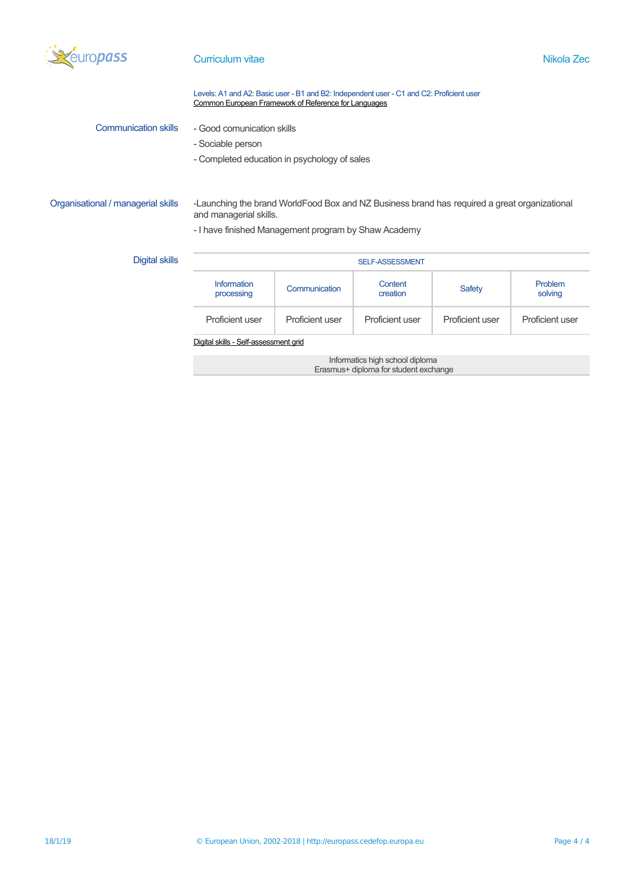Levels: A1 and A2: Basic user - B1 and B2: Independent user - C1 and C2: Proficient user
Common European Framework of Reference for Languages

**Communication skills**

- Good comunication skills
- Sociable person
- Completed education in psychology of sales

**Organisational / managerial skills**

-Launching the brand WorldFood Box and NZ Business brand has required a great organizational and managerial skills.

- I have finished Management program by Shaw Academy

**Digital skills**

| SELF-ASSESSMENT | | | | |
|---|---|---|---|---|
| Information processing | Communication | Content creation | Safety | Problem solving |
| Proficient user | Proficient user | Proficient user | Proficient user | Proficient user |

Digital skills - Self-assessment grid

Informatics high school diploma
Erasmus+ diploma for student exchange